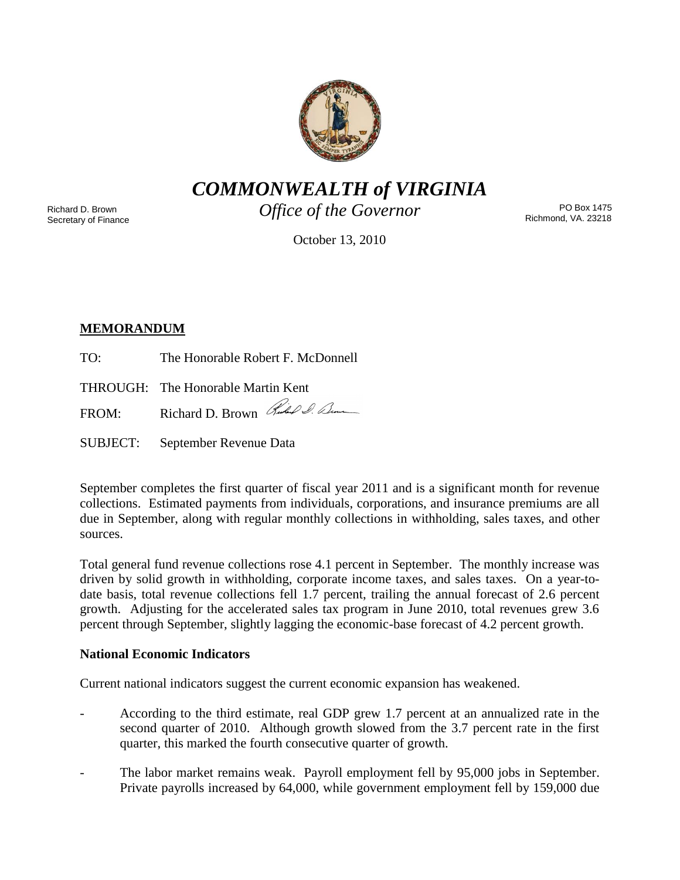# *COMMONWEALTH of VIRGINIA*

*Office of the Governor*

Richard D. Brown
Secretary of Finance

PO Box 1475
Richmond, VA. 23218

October 13, 2010

**MEMORANDUM**

TO: The Honorable Robert F. McDonnell

THROUGH: The Honorable Martin Kent

FROM: Richard D. Brown

SUBJECT: September Revenue Data

September completes the first quarter of fiscal year 2011 and is a significant month for revenue collections. Estimated payments from individuals, corporations, and insurance premiums are all due in September, along with regular monthly collections in withholding, sales taxes, and other sources.

Total general fund revenue collections rose 4.1 percent in September. The monthly increase was driven by solid growth in withholding, corporate income taxes, and sales taxes. On a year-to-date basis, total revenue collections fell 1.7 percent, trailing the annual forecast of 2.6 percent growth. Adjusting for the accelerated sales tax program in June 2010, total revenues grew 3.6 percent through September, slightly lagging the economic-base forecast of 4.2 percent growth.

**National Economic Indicators**

Current national indicators suggest the current economic expansion has weakened.

- According to the third estimate, real GDP grew 1.7 percent at an annualized rate in the second quarter of 2010. Although growth slowed from the 3.7 percent rate in the first quarter, this marked the fourth consecutive quarter of growth.
- The labor market remains weak. Payroll employment fell by 95,000 jobs in September. Private payrolls increased by 64,000, while government employment fell by 159,000 due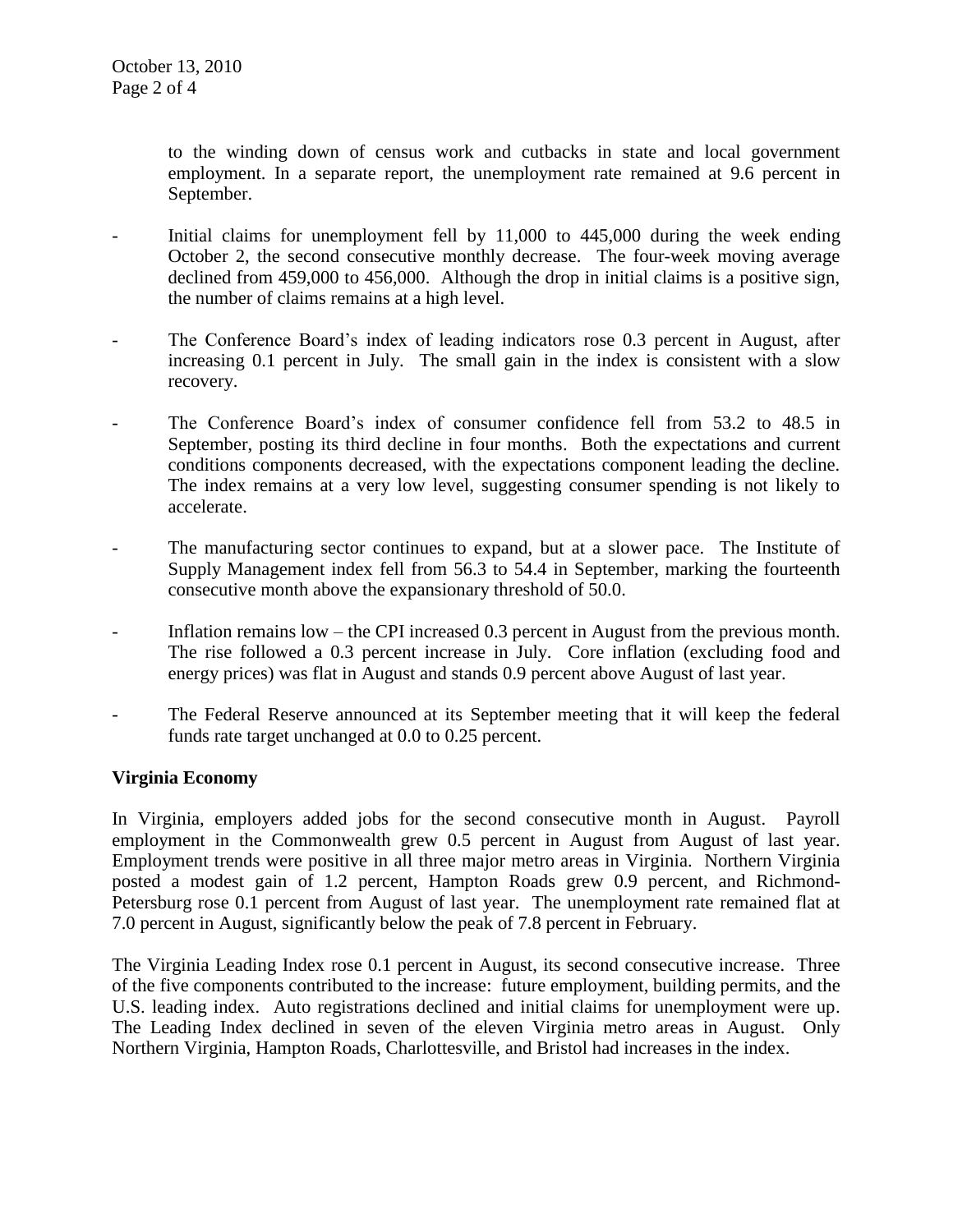to the winding down of census work and cutbacks in state and local government employment. In a separate report, the unemployment rate remained at 9.6 percent in September.

- Initial claims for unemployment fell by 11,000 to 445,000 during the week ending October 2, the second consecutive monthly decrease. The four-week moving average declined from 459,000 to 456,000. Although the drop in initial claims is a positive sign, the number of claims remains at a high level.

- The Conference Board's index of leading indicators rose 0.3 percent in August, after increasing 0.1 percent in July. The small gain in the index is consistent with a slow recovery.

- The Conference Board's index of consumer confidence fell from 53.2 to 48.5 in September, posting its third decline in four months. Both the expectations and current conditions components decreased, with the expectations component leading the decline. The index remains at a very low level, suggesting consumer spending is not likely to accelerate.

- The manufacturing sector continues to expand, but at a slower pace. The Institute of Supply Management index fell from 56.3 to 54.4 in September, marking the fourteenth consecutive month above the expansionary threshold of 50.0.

- Inflation remains low – the CPI increased 0.3 percent in August from the previous month. The rise followed a 0.3 percent increase in July. Core inflation (excluding food and energy prices) was flat in August and stands 0.9 percent above August of last year.

- The Federal Reserve announced at its September meeting that it will keep the federal funds rate target unchanged at 0.0 to 0.25 percent.

**Virginia Economy**

In Virginia, employers added jobs for the second consecutive month in August. Payroll employment in the Commonwealth grew 0.5 percent in August from August of last year. Employment trends were positive in all three major metro areas in Virginia. Northern Virginia posted a modest gain of 1.2 percent, Hampton Roads grew 0.9 percent, and Richmond-Petersburg rose 0.1 percent from August of last year. The unemployment rate remained flat at 7.0 percent in August, significantly below the peak of 7.8 percent in February.

The Virginia Leading Index rose 0.1 percent in August, its second consecutive increase. Three of the five components contributed to the increase: future employment, building permits, and the U.S. leading index. Auto registrations declined and initial claims for unemployment were up. The Leading Index declined in seven of the eleven Virginia metro areas in August. Only Northern Virginia, Hampton Roads, Charlottesville, and Bristol had increases in the index.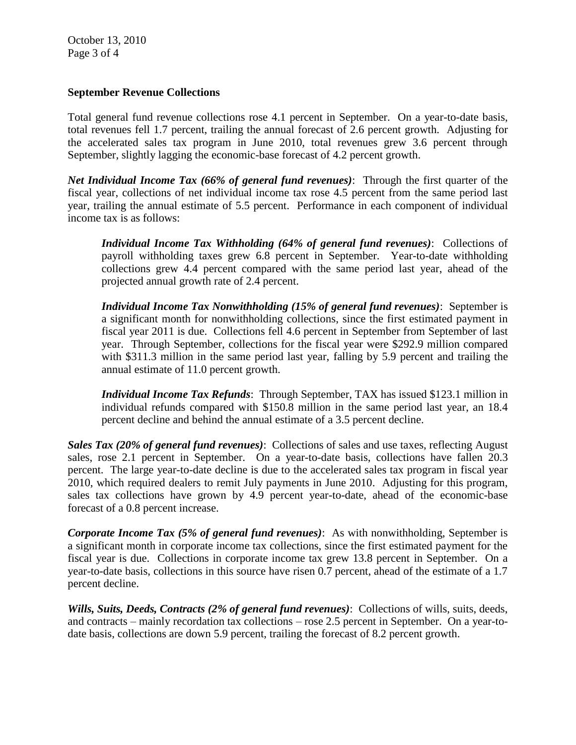## September Revenue Collections

Total general fund revenue collections rose 4.1 percent in September. On a year-to-date basis, total revenues fell 1.7 percent, trailing the annual forecast of 2.6 percent growth. Adjusting for the accelerated sales tax program in June 2010, total revenues grew 3.6 percent through September, slightly lagging the economic-base forecast of 4.2 percent growth.

***Net Individual Income Tax (66% of general fund revenues)***: Through the first quarter of the fiscal year, collections of net individual income tax rose 4.5 percent from the same period last year, trailing the annual estimate of 5.5 percent. Performance in each component of individual income tax is as follows:

> ***Individual Income Tax Withholding (64% of general fund revenues)***: Collections of payroll withholding taxes grew 6.8 percent in September. Year-to-date withholding collections grew 4.4 percent compared with the same period last year, ahead of the projected annual growth rate of 2.4 percent.
>
> ***Individual Income Tax Nonwithholding (15% of general fund revenues)***: September is a significant month for nonwithholding collections, since the first estimated payment in fiscal year 2011 is due. Collections fell 4.6 percent in September from September of last year. Through September, collections for the fiscal year were $292.9 million compared with $311.3 million in the same period last year, falling by 5.9 percent and trailing the annual estimate of 11.0 percent growth.
>
> ***Individual Income Tax Refunds***: Through September, TAX has issued $123.1 million in individual refunds compared with $150.8 million in the same period last year, an 18.4 percent decline and behind the annual estimate of a 3.5 percent decline.

***Sales Tax (20% of general fund revenues)***: Collections of sales and use taxes, reflecting August sales, rose 2.1 percent in September. On a year-to-date basis, collections have fallen 20.3 percent. The large year-to-date decline is due to the accelerated sales tax program in fiscal year 2010, which required dealers to remit July payments in June 2010. Adjusting for this program, sales tax collections have grown by 4.9 percent year-to-date, ahead of the economic-base forecast of a 0.8 percent increase.

***Corporate Income Tax (5% of general fund revenues)***: As with nonwithholding, September is a significant month in corporate income tax collections, since the first estimated payment for the fiscal year is due. Collections in corporate income tax grew 13.8 percent in September. On a year-to-date basis, collections in this source have risen 0.7 percent, ahead of the estimate of a 1.7 percent decline.

***Wills, Suits, Deeds, Contracts (2% of general fund revenues)***: Collections of wills, suits, deeds, and contracts – mainly recordation tax collections – rose 2.5 percent in September. On a year-to-date basis, collections are down 5.9 percent, trailing the forecast of 8.2 percent growth.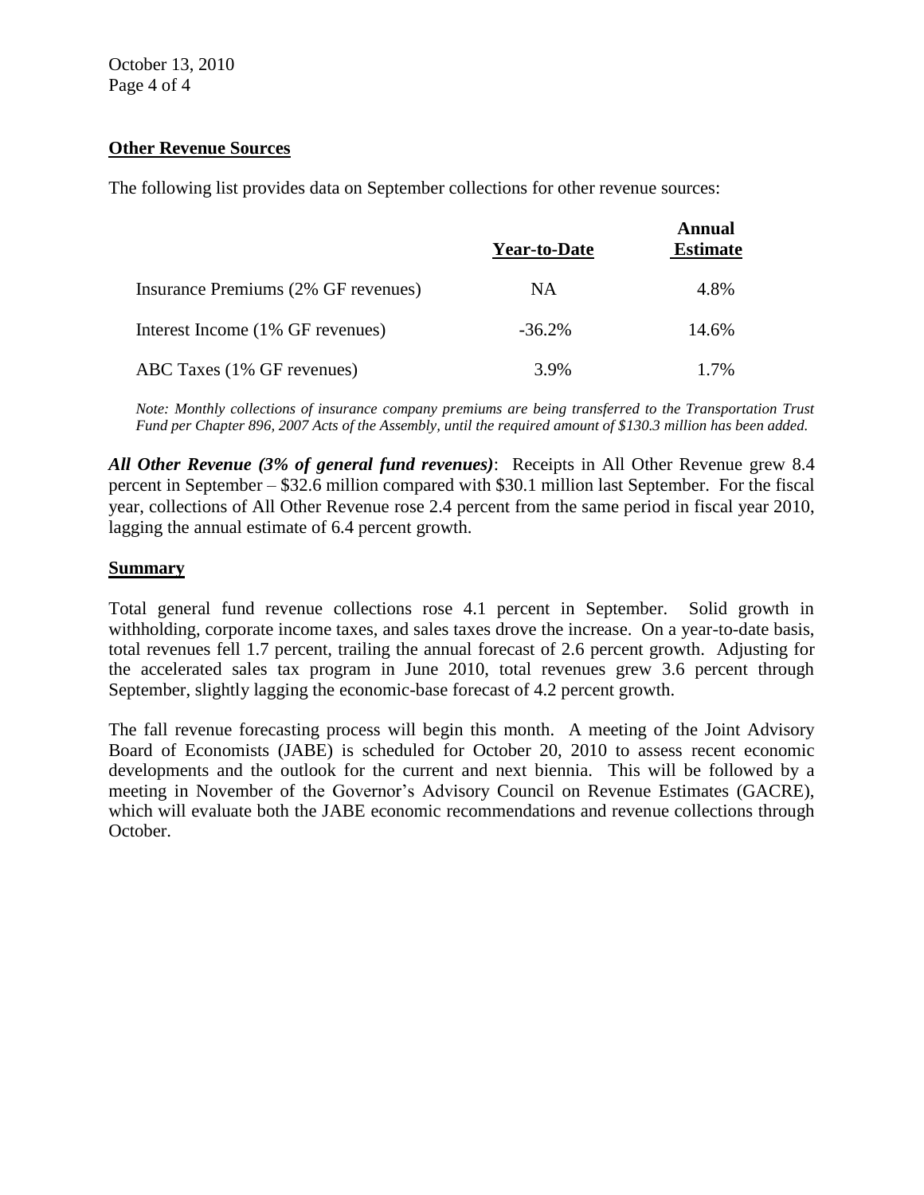## Other Revenue Sources

The following list provides data on September collections for other revenue sources:

| | Year-to-Date | Annual Estimate |
|---|---|---|
| Insurance Premiums (2% GF revenues) | NA | 4.8% |
| Interest Income (1% GF revenues) | -36.2% | 14.6% |
| ABC Taxes (1% GF revenues) | 3.9% | 1.7% |

*Note: Monthly collections of insurance company premiums are being transferred to the Transportation Trust Fund per Chapter 896, 2007 Acts of the Assembly, until the required amount of $130.3 million has been added.*

***All Other Revenue (3% of general fund revenues)***: Receipts in All Other Revenue grew 8.4 percent in September – $32.6 million compared with $30.1 million last September. For the fiscal year, collections of All Other Revenue rose 2.4 percent from the same period in fiscal year 2010, lagging the annual estimate of 6.4 percent growth.

## Summary

Total general fund revenue collections rose 4.1 percent in September. Solid growth in withholding, corporate income taxes, and sales taxes drove the increase. On a year-to-date basis, total revenues fell 1.7 percent, trailing the annual forecast of 2.6 percent growth. Adjusting for the accelerated sales tax program in June 2010, total revenues grew 3.6 percent through September, slightly lagging the economic-base forecast of 4.2 percent growth.

The fall revenue forecasting process will begin this month. A meeting of the Joint Advisory Board of Economists (JABE) is scheduled for October 20, 2010 to assess recent economic developments and the outlook for the current and next biennia. This will be followed by a meeting in November of the Governor's Advisory Council on Revenue Estimates (GACRE), which will evaluate both the JABE economic recommendations and revenue collections through October.